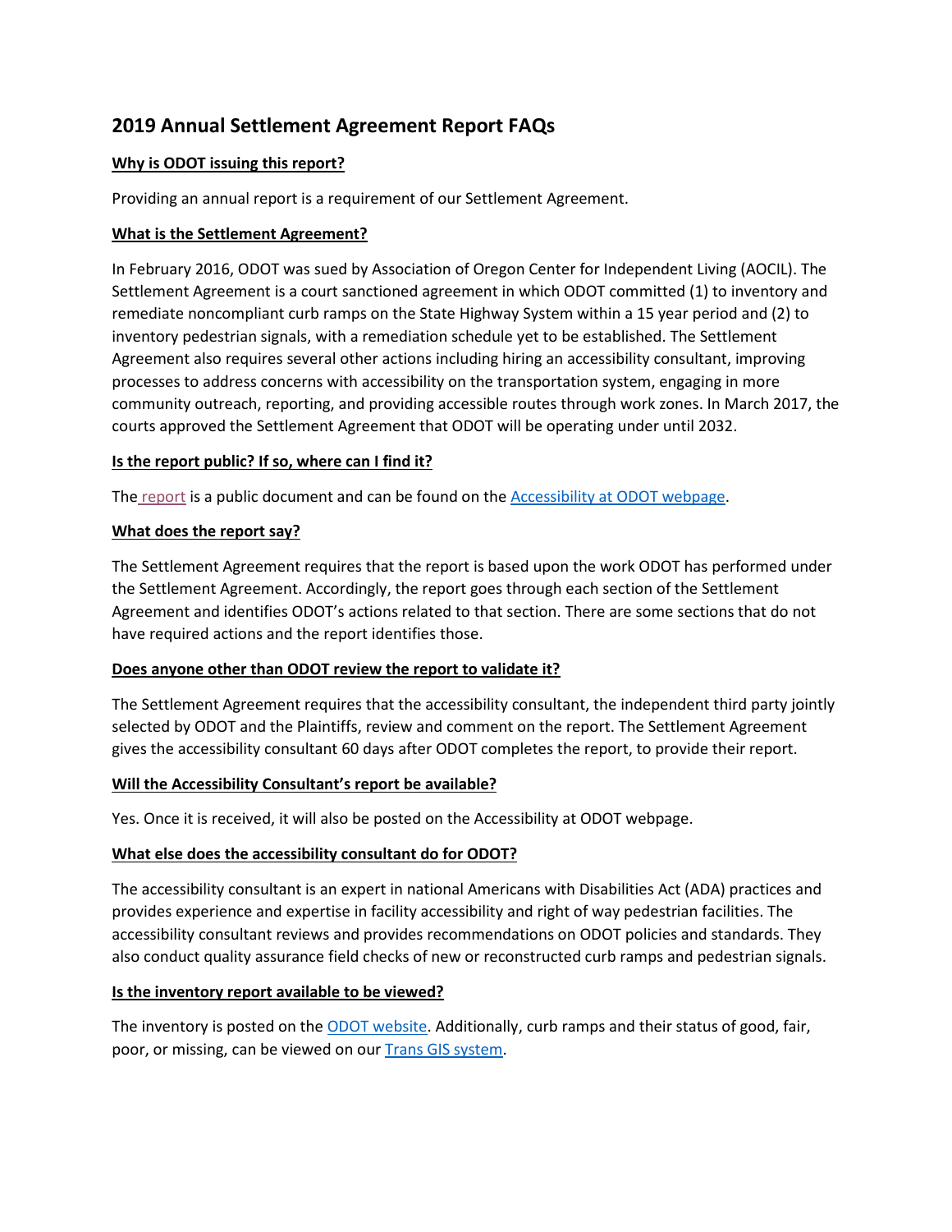# 2019 Annual Settlement Agreement Report FAQs

**Why is ODOT issuing this report?**

Providing an annual report is a requirement of our Settlement Agreement.

**What is the Settlement Agreement?**

In February 2016, ODOT was sued by Association of Oregon Center for Independent Living (AOCIL). The Settlement Agreement is a court sanctioned agreement in which ODOT committed (1) to inventory and remediate noncompliant curb ramps on the State Highway System within a 15 year period and (2) to inventory pedestrian signals, with a remediation schedule yet to be established. The Settlement Agreement also requires several other actions including hiring an accessibility consultant, improving processes to address concerns with accessibility on the transportation system, engaging in more community outreach, reporting, and providing accessible routes through work zones. In March 2017, the courts approved the Settlement Agreement that ODOT will be operating under until 2032.

**Is the report public? If so, where can I find it?**

The report is a public document and can be found on the Accessibility at ODOT webpage.

**What does the report say?**

The Settlement Agreement requires that the report is based upon the work ODOT has performed under the Settlement Agreement. Accordingly, the report goes through each section of the Settlement Agreement and identifies ODOT's actions related to that section. There are some sections that do not have required actions and the report identifies those.

**Does anyone other than ODOT review the report to validate it?**

The Settlement Agreement requires that the accessibility consultant, the independent third party jointly selected by ODOT and the Plaintiffs, review and comment on the report. The Settlement Agreement gives the accessibility consultant 60 days after ODOT completes the report, to provide their report.

**Will the Accessibility Consultant's report be available?**

Yes. Once it is received, it will also be posted on the Accessibility at ODOT webpage.

**What else does the accessibility consultant do for ODOT?**

The accessibility consultant is an expert in national Americans with Disabilities Act (ADA) practices and provides experience and expertise in facility accessibility and right of way pedestrian facilities. The accessibility consultant reviews and provides recommendations on ODOT policies and standards. They also conduct quality assurance field checks of new or reconstructed curb ramps and pedestrian signals.

**Is the inventory report available to be viewed?**

The inventory is posted on the ODOT website. Additionally, curb ramps and their status of good, fair, poor, or missing, can be viewed on our Trans GIS system.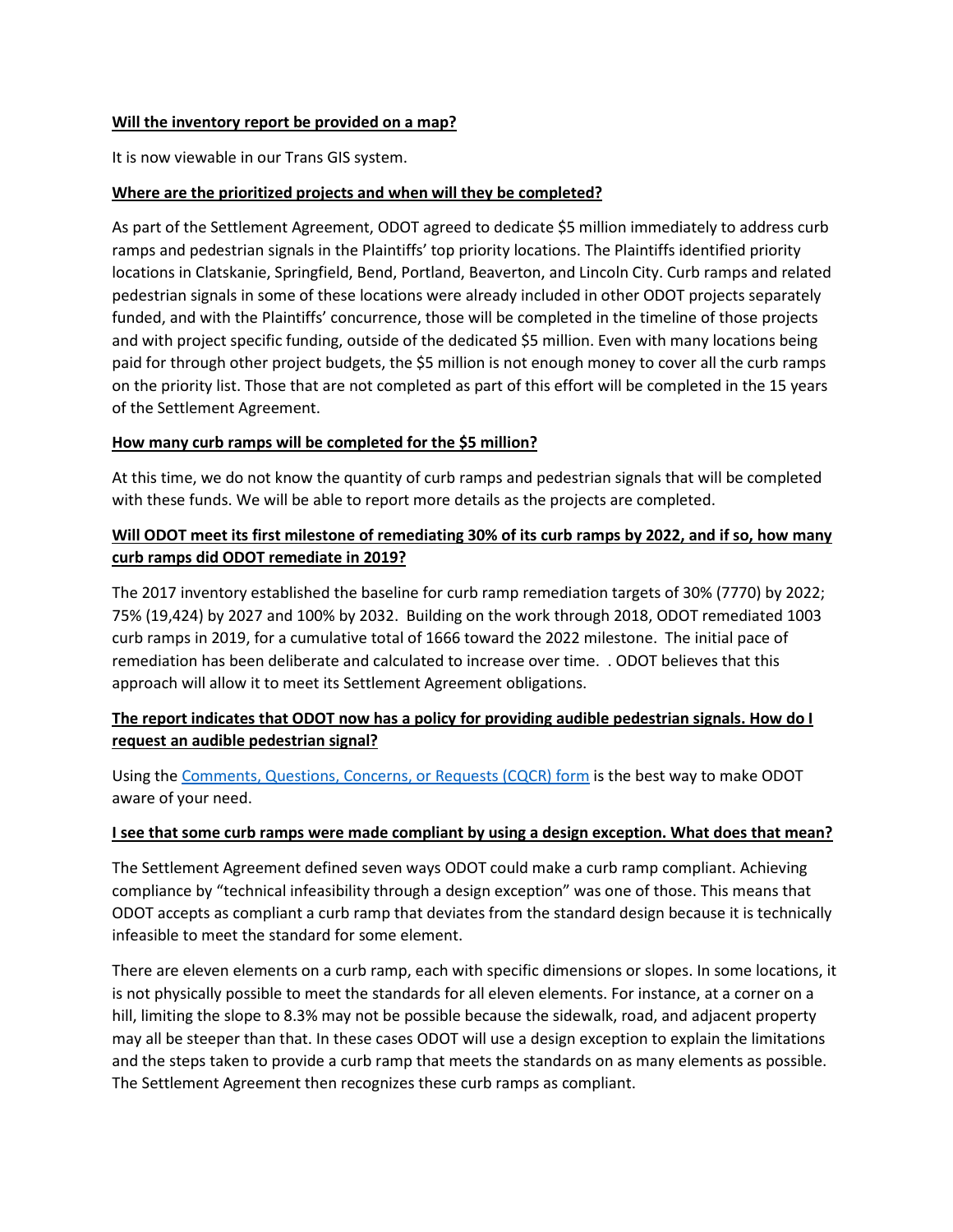**Will the inventory report be provided on a map?**

It is now viewable in our Trans GIS system.

**Where are the prioritized projects and when will they be completed?**

As part of the Settlement Agreement, ODOT agreed to dedicate $5 million immediately to address curb ramps and pedestrian signals in the Plaintiffs' top priority locations. The Plaintiffs identified priority locations in Clatskanie, Springfield, Bend, Portland, Beaverton, and Lincoln City. Curb ramps and related pedestrian signals in some of these locations were already included in other ODOT projects separately funded, and with the Plaintiffs' concurrence, those will be completed in the timeline of those projects and with project specific funding, outside of the dedicated $5 million. Even with many locations being paid for through other project budgets, the $5 million is not enough money to cover all the curb ramps on the priority list. Those that are not completed as part of this effort will be completed in the 15 years of the Settlement Agreement.

**How many curb ramps will be completed for the $5 million?**

At this time, we do not know the quantity of curb ramps and pedestrian signals that will be completed with these funds. We will be able to report more details as the projects are completed.

**Will ODOT meet its first milestone of remediating 30% of its curb ramps by 2022, and if so, how many curb ramps did ODOT remediate in 2019?**

The 2017 inventory established the baseline for curb ramp remediation targets of 30% (7770) by 2022; 75% (19,424) by 2027 and 100% by 2032. Building on the work through 2018, ODOT remediated 1003 curb ramps in 2019, for a cumulative total of 1666 toward the 2022 milestone. The initial pace of remediation has been deliberate and calculated to increase over time. . ODOT believes that this approach will allow it to meet its Settlement Agreement obligations.

**The report indicates that ODOT now has a policy for providing audible pedestrian signals. How do I request an audible pedestrian signal?**

Using the Comments, Questions, Concerns, or Requests (CQCR) form is the best way to make ODOT aware of your need.

**I see that some curb ramps were made compliant by using a design exception. What does that mean?**

The Settlement Agreement defined seven ways ODOT could make a curb ramp compliant. Achieving compliance by "technical infeasibility through a design exception" was one of those. This means that ODOT accepts as compliant a curb ramp that deviates from the standard design because it is technically infeasible to meet the standard for some element.

There are eleven elements on a curb ramp, each with specific dimensions or slopes. In some locations, it is not physically possible to meet the standards for all eleven elements. For instance, at a corner on a hill, limiting the slope to 8.3% may not be possible because the sidewalk, road, and adjacent property may all be steeper than that. In these cases ODOT will use a design exception to explain the limitations and the steps taken to provide a curb ramp that meets the standards on as many elements as possible. The Settlement Agreement then recognizes these curb ramps as compliant.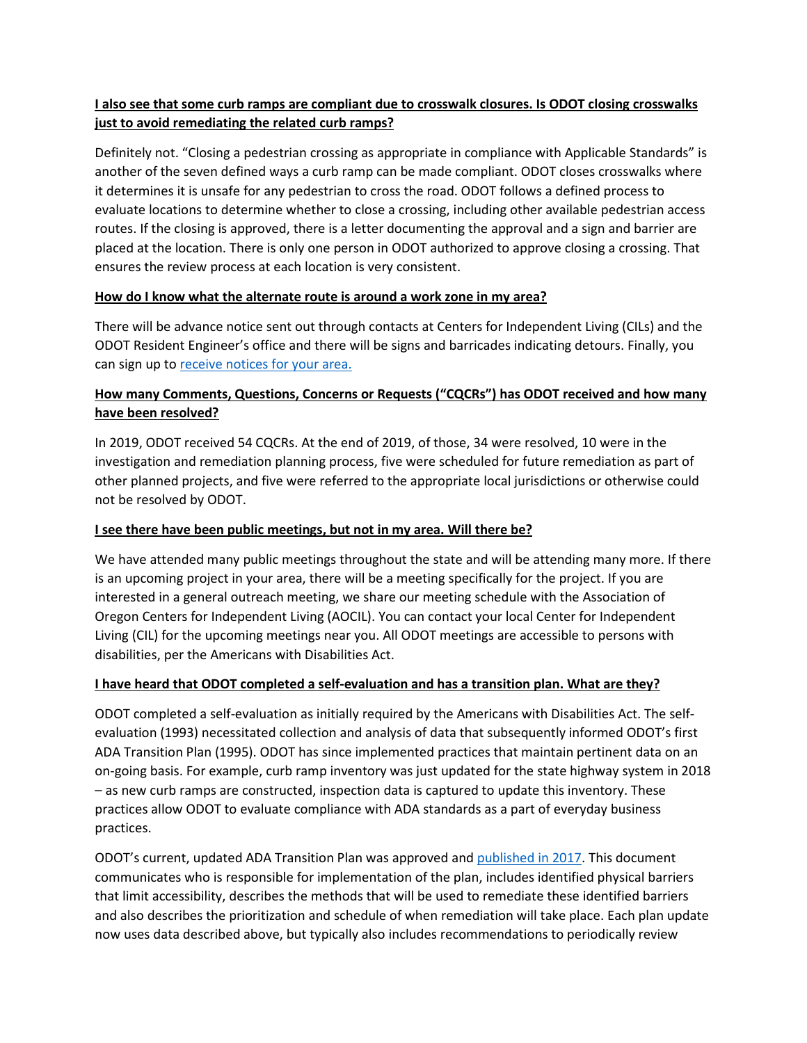**I also see that some curb ramps are compliant due to crosswalk closures. Is ODOT closing crosswalks just to avoid remediating the related curb ramps?**

Definitely not. "Closing a pedestrian crossing as appropriate in compliance with Applicable Standards" is another of the seven defined ways a curb ramp can be made compliant. ODOT closes crosswalks where it determines it is unsafe for any pedestrian to cross the road. ODOT follows a defined process to evaluate locations to determine whether to close a crossing, including other available pedestrian access routes. If the closing is approved, there is a letter documenting the approval and a sign and barrier are placed at the location. There is only one person in ODOT authorized to approve closing a crossing. That ensures the review process at each location is very consistent.

**How do I know what the alternate route is around a work zone in my area?**

There will be advance notice sent out through contacts at Centers for Independent Living (CILs) and the ODOT Resident Engineer's office and there will be signs and barricades indicating detours. Finally, you can sign up to receive notices for your area.

**How many Comments, Questions, Concerns or Requests ("CQCRs") has ODOT received and how many have been resolved?**

In 2019, ODOT received 54 CQCRs. At the end of 2019, of those, 34 were resolved, 10 were in the investigation and remediation planning process, five were scheduled for future remediation as part of other planned projects, and five were referred to the appropriate local jurisdictions or otherwise could not be resolved by ODOT.

**I see there have been public meetings, but not in my area. Will there be?**

We have attended many public meetings throughout the state and will be attending many more. If there is an upcoming project in your area, there will be a meeting specifically for the project. If you are interested in a general outreach meeting, we share our meeting schedule with the Association of Oregon Centers for Independent Living (AOCIL). You can contact your local Center for Independent Living (CIL) for the upcoming meetings near you. All ODOT meetings are accessible to persons with disabilities, per the Americans with Disabilities Act.

**I have heard that ODOT completed a self-evaluation and has a transition plan. What are they?**

ODOT completed a self-evaluation as initially required by the Americans with Disabilities Act. The self-evaluation (1993) necessitated collection and analysis of data that subsequently informed ODOT's first ADA Transition Plan (1995). ODOT has since implemented practices that maintain pertinent data on an on-going basis. For example, curb ramp inventory was just updated for the state highway system in 2018 – as new curb ramps are constructed, inspection data is captured to update this inventory. These practices allow ODOT to evaluate compliance with ADA standards as a part of everyday business practices.

ODOT's current, updated ADA Transition Plan was approved and published in 2017. This document communicates who is responsible for implementation of the plan, includes identified physical barriers that limit accessibility, describes the methods that will be used to remediate these identified barriers and also describes the prioritization and schedule of when remediation will take place. Each plan update now uses data described above, but typically also includes recommendations to periodically review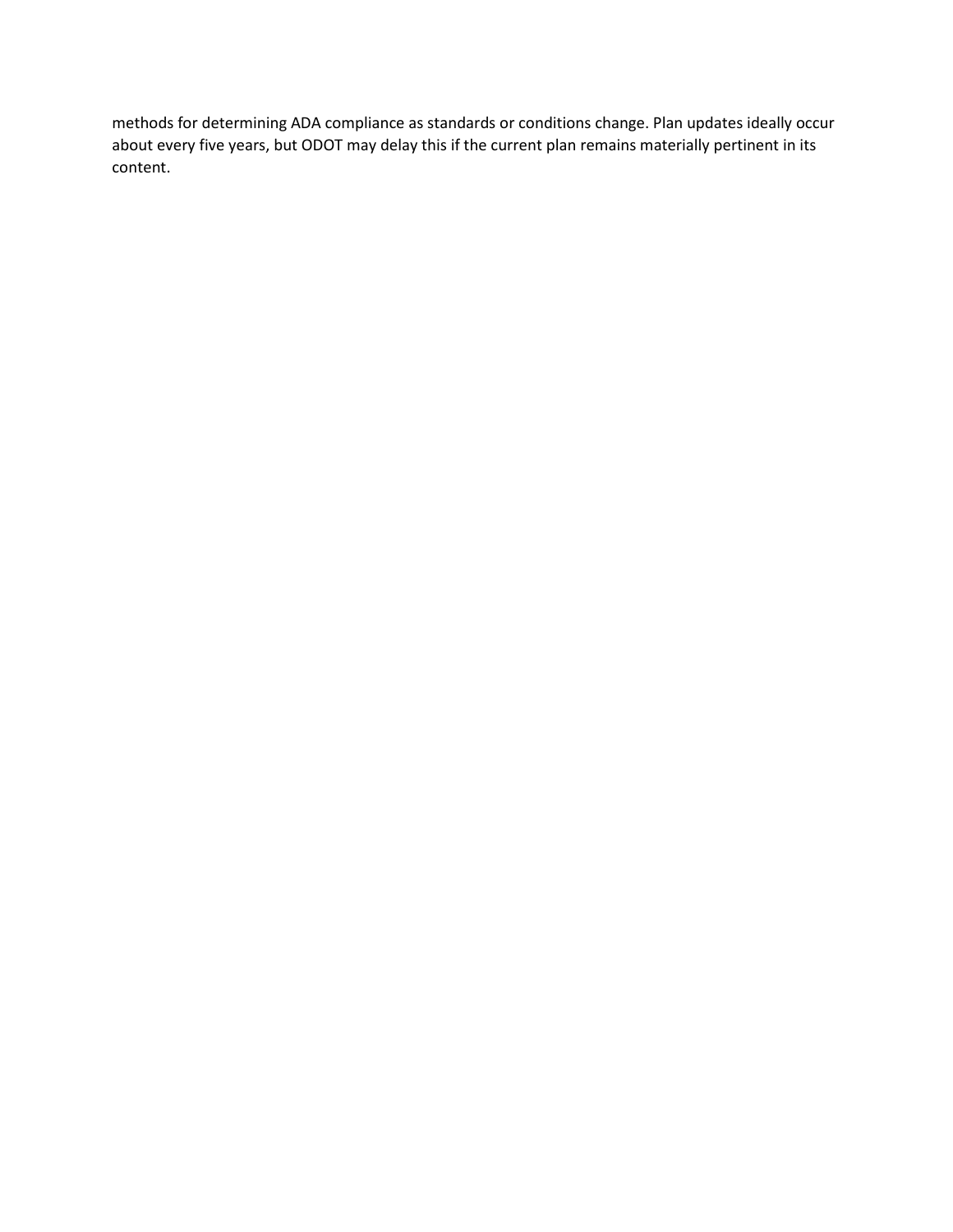methods for determining ADA compliance as standards or conditions change. Plan updates ideally occur about every five years, but ODOT may delay this if the current plan remains materially pertinent in its content.